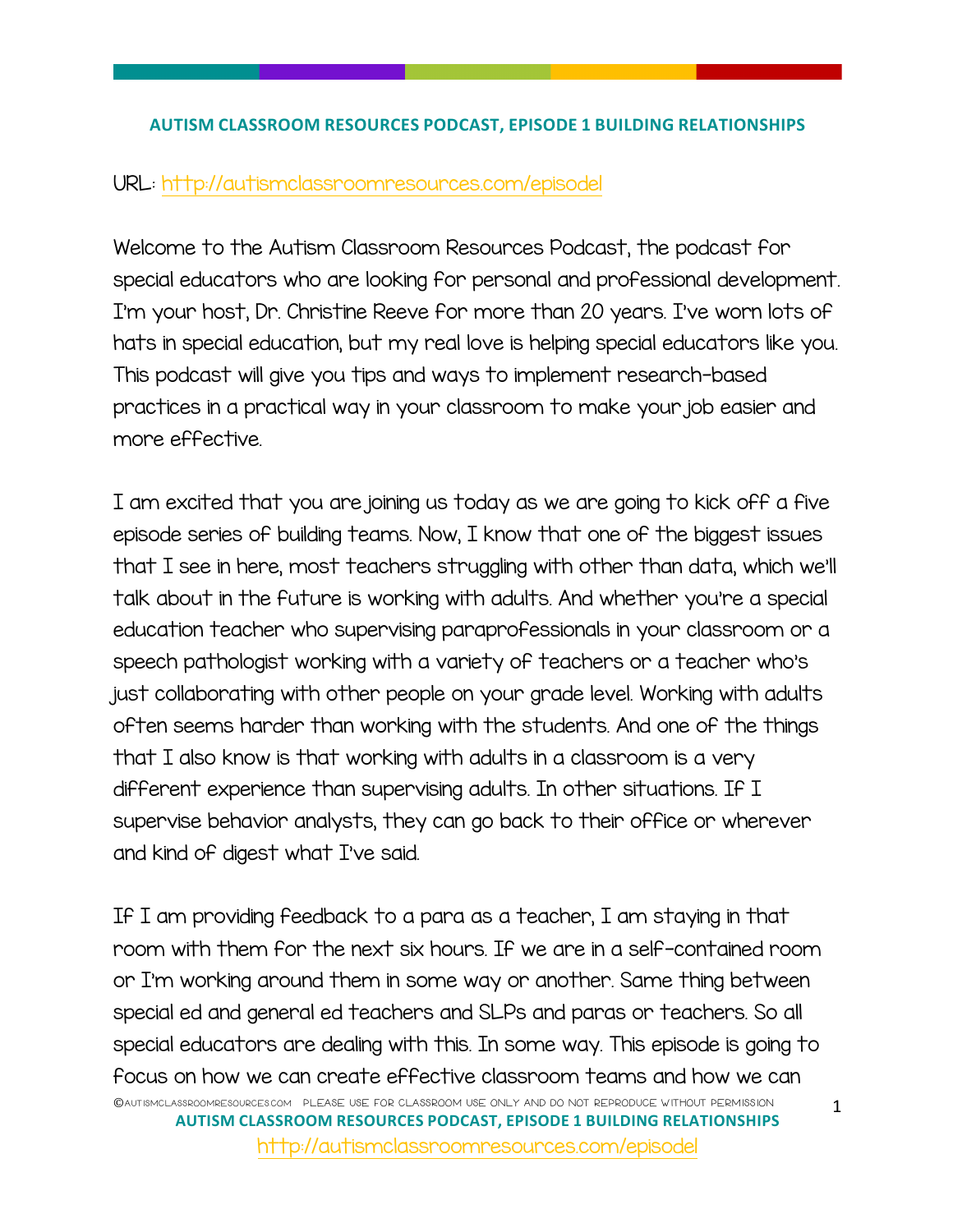# AUTISM CLASSROOM RESOURCES PODCAST, EPISODE 1 BUILDING RELATIONSHIPS

URL: http://autismclassroomresources.com/episode1

Welcome to the Autism Classroom Resources Podcast, the podcast for special educators who are looking for personal and professional development. I'm your host, Dr. Christine Reeve for more than 20 years. I've worn lots of hats in special education, but my real love is helping special educators like you. This podcast will give you tips and ways to implement research-based practices in a practical way in your classroom to make your job easier and more effective.

I am excited that you are joining us today as we are going to kick off a five episode series of building teams. Now, I know that one of the biggest issues that I see in here, most teachers struggling with other than data, which we'll talk about in the future is working with adults. And whether you're a special education teacher who supervising paraprofessionals in your classroom or a speech pathologist working with a variety of teachers or a teacher who's just collaborating with other people on your grade level. Working with adults often seems harder than working with the students. And one of the things that I also know is that working with adults in a classroom is a very different experience than supervising adults. In other situations. If I supervise behavior analysts, they can go back to their office or wherever and kind of digest what I've said.

If I am providing feedback to a para as a teacher, I am staying in that room with them for the next six hours. If we are in a self-contained room or I'm working around them in some way or another. Same thing between special ed and general ed teachers and SLPs and paras or teachers. So all special educators are dealing with this. In some way. This episode is going to focus on how we can create effective classroom teams and how we can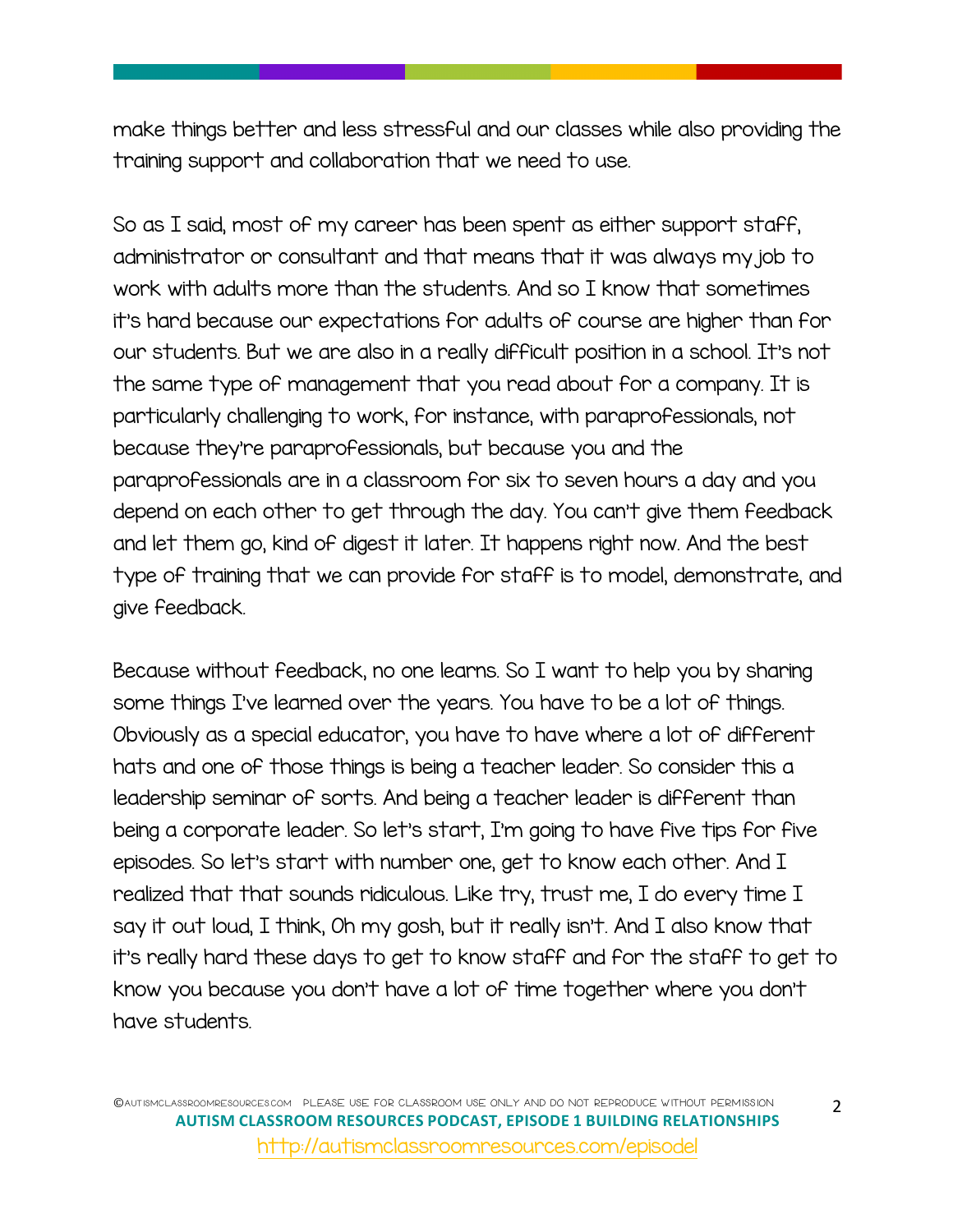make things better and less stressful and our classes while also providing the training support and collaboration that we need to use.

So as I said, most of my career has been spent as either support staff, administrator or consultant and that means that it was always my job to work with adults more than the students. And so I know that sometimes it's hard because our expectations for adults of course are higher than for our students. But we are also in a really difficult position in a school. It's not the same type of management that you read about for a company. It is particularly challenging to work, for instance, with paraprofessionals, not because they're paraprofessionals, but because you and the paraprofessionals are in a classroom for six to seven hours a day and you depend on each other to get through the day. You can't give them feedback and let them go, kind of digest it later. It happens right now. And the best type of training that we can provide for staff is to model, demonstrate, and give feedback.

Because without feedback, no one learns. So I want to help you by sharing some things I've learned over the years. You have to be a lot of things. Obviously as a special educator, you have to have where a lot of different hats and one of those things is being a teacher leader. So consider this a leadership seminar of sorts. And being a teacher leader is different than being a corporate leader. So let's start, I'm going to have five tips for five episodes. So let's start with number one, get to know each other. And I realized that that sounds ridiculous. Like try, trust me, I do every time I say it out loud, I think, Oh my gosh, but it really isn't. And I also know that it's really hard these days to get to know staff and for the staff to get to know you because you don't have a lot of time together where you don't have students.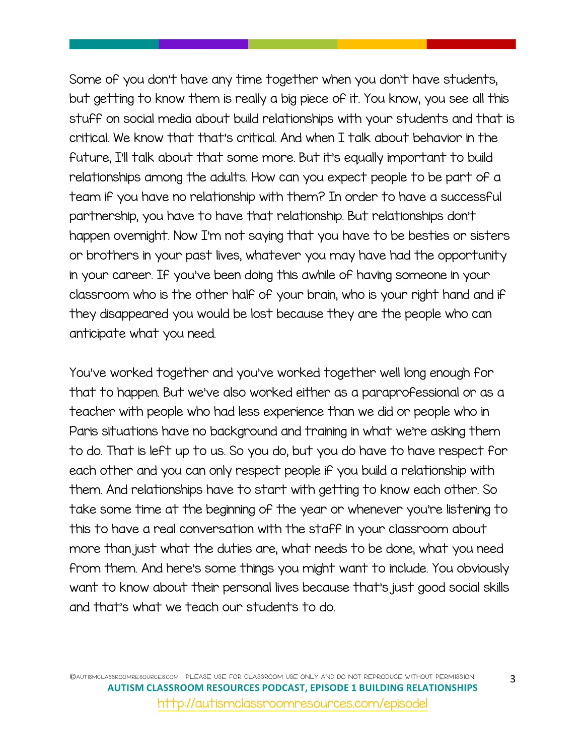Some of you don't have any time together when you don't have students, but getting to know them is really a big piece of it. You know, you see all this stuff on social media about build relationships with your students and that is critical. We know that that's critical. And when I talk about behavior in the future, I'll talk about that some more. But it's equally important to build relationships among the adults. How can you expect people to be part of a team if you have no relationship with them? In order to have a successful partnership, you have to have that relationship. But relationships don't happen overnight. Now I'm not saying that you have to be besties or sisters or brothers in your past lives, whatever you may have had the opportunity in your career. If you've been doing this awhile of having someone in your classroom who is the other half of your brain, who is your right hand and if they disappeared you would be lost because they are the people who can anticipate what you need.

You've worked together and you've worked together well long enough for that to happen. But we've also worked either as a paraprofessional or as a teacher with people who had less experience than we did or people who in Paris situations have no background and training in what we're asking them to do. That is left up to us. So you do, but you do have to have respect for each other and you can only respect people if you build a relationship with them. And relationships have to start with getting to know each other. So take some time at the beginning of the year or whenever you're listening to this to have a real conversation with the staff in your classroom about more than just what the duties are, what needs to be done, what you need from them. And here's some things you might want to include. You obviously want to know about their personal lives because that's just good social skills and that's what we teach our students to do.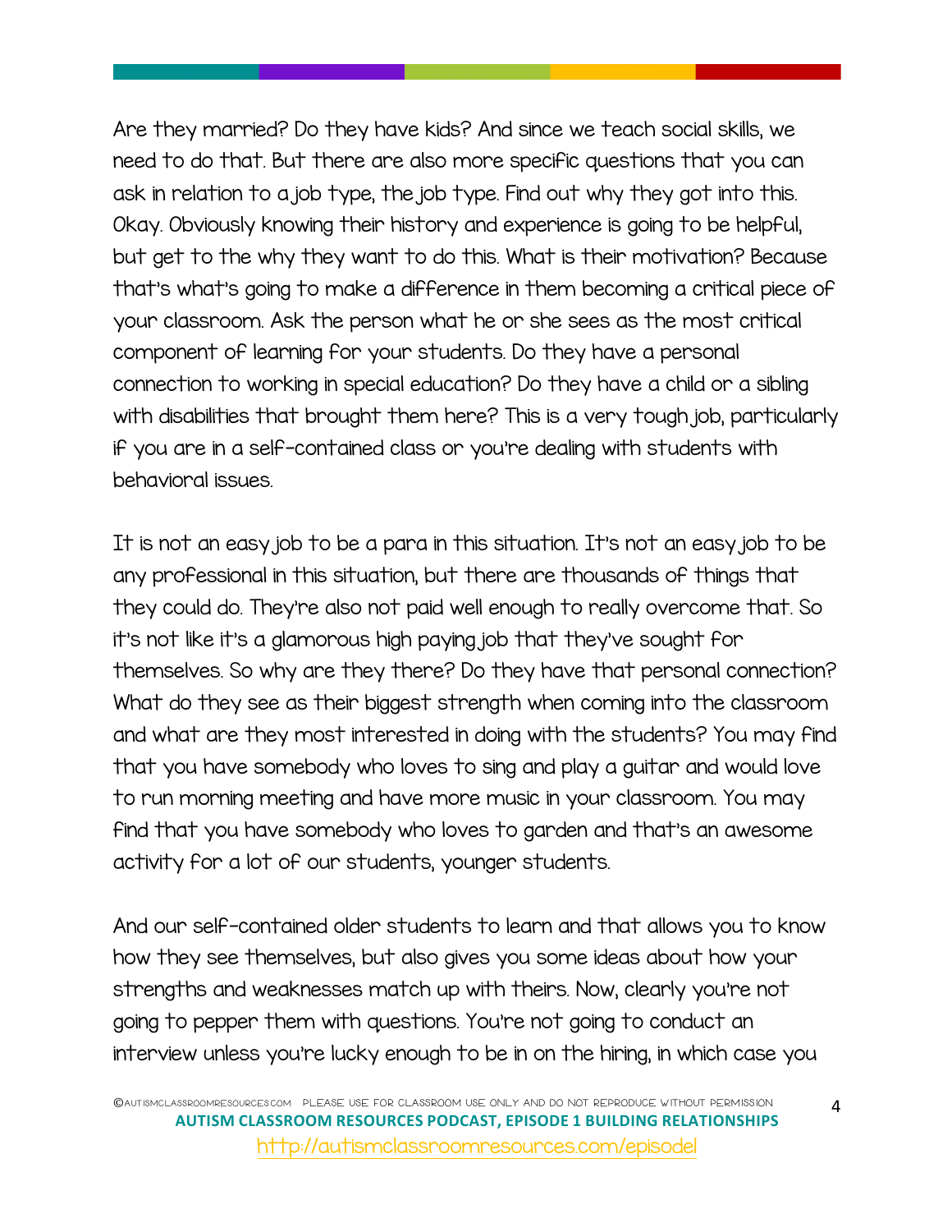Are they married? Do they have kids? And since we teach social skills, we need to do that. But there are also more specific questions that you can ask in relation to a job type, the job type. Find out why they got into this. Okay. Obviously knowing their history and experience is going to be helpful, but get to the why they want to do this. What is their motivation? Because that's what's going to make a difference in them becoming a critical piece of your classroom. Ask the person what he or she sees as the most critical component of learning for your students. Do they have a personal connection to working in special education? Do they have a child or a sibling with disabilities that brought them here? This is a very tough job, particularly if you are in a self-contained class or you're dealing with students with behavioral issues.

It is not an easy job to be a para in this situation. It's not an easy job to be any professional in this situation, but there are thousands of things that they could do. They're also not paid well enough to really overcome that. So it's not like it's a glamorous high paying job that they've sought for themselves. So why are they there? Do they have that personal connection? What do they see as their biggest strength when coming into the classroom and what are they most interested in doing with the students? You may find that you have somebody who loves to sing and play a guitar and would love to run morning meeting and have more music in your classroom. You may find that you have somebody who loves to garden and that's an awesome activity for a lot of our students, younger students.

And our self-contained older students to learn and that allows you to know how they see themselves, but also gives you some ideas about how your strengths and weaknesses match up with theirs. Now, clearly you're not going to pepper them with questions. You're not going to conduct an interview unless you're lucky enough to be in on the hiring, in which case you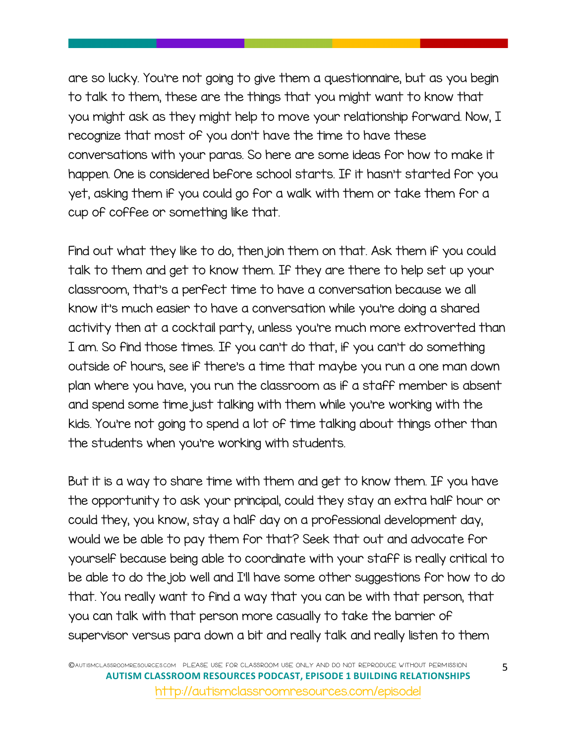are so lucky. You're not going to give them a questionnaire, but as you begin to talk to them, these are the things that you might want to know that you might ask as they might help to move your relationship forward. Now, I recognize that most of you don't have the time to have these conversations with your paras. So here are some ideas for how to make it happen. One is considered before school starts. If it hasn't started for you yet, asking them if you could go for a walk with them or take them for a cup of coffee or something like that.

Find out what they like to do, then join them on that. Ask them if you could talk to them and get to know them. If they are there to help set up your classroom, that's a perfect time to have a conversation because we all know it's much easier to have a conversation while you're doing a shared activity then at a cocktail party, unless you're much more extroverted than I am. So find those times. If you can't do that, if you can't do something outside of hours, see if there's a time that maybe you run a one man down plan where you have, you run the classroom as if a staff member is absent and spend some time just talking with them while you're working with the kids. You're not going to spend a lot of time talking about things other than the students when you're working with students.

But it is a way to share time with them and get to know them. If you have the opportunity to ask your principal, could they stay an extra half hour or could they, you know, stay a half day on a professional development day, would we be able to pay them for that? Seek that out and advocate for yourself because being able to coordinate with your staff is really critical to be able to do the job well and I'll have some other suggestions for how to do that. You really want to find a way that you can be with that person, that you can talk with that person more casually to take the barrier of supervisor versus para down a bit and really talk and really listen to them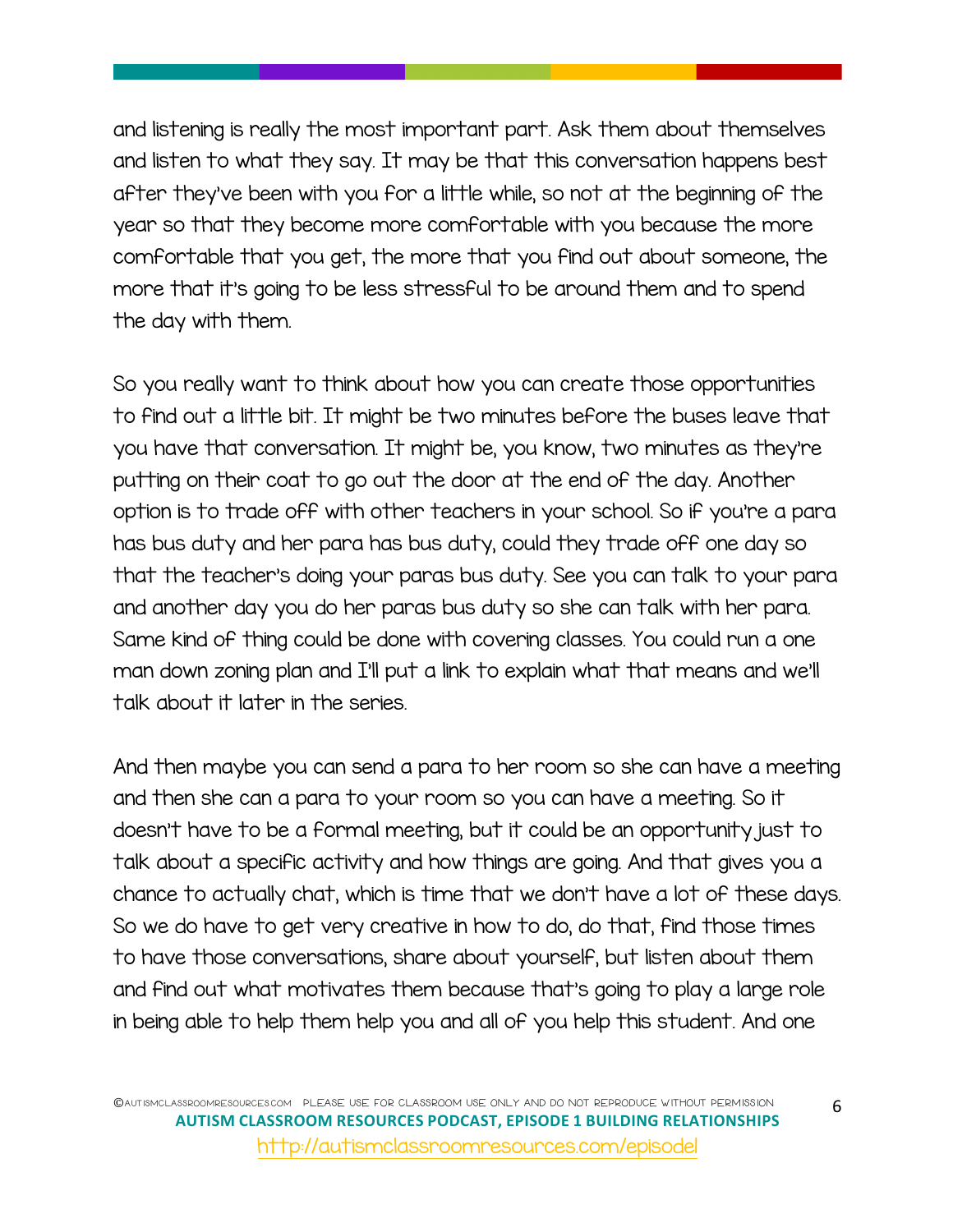and listening is really the most important part. Ask them about themselves and listen to what they say. It may be that this conversation happens best after they've been with you for a little while, so not at the beginning of the year so that they become more comfortable with you because the more comfortable that you get, the more that you find out about someone, the more that it's going to be less stressful to be around them and to spend the day with them.

So you really want to think about how you can create those opportunities to find out a little bit. It might be two minutes before the buses leave that you have that conversation. It might be, you know, two minutes as they're putting on their coat to go out the door at the end of the day. Another option is to trade off with other teachers in your school. So if you're a para has bus duty and her para has bus duty, could they trade off one day so that the teacher's doing your paras bus duty. See you can talk to your para and another day you do her paras bus duty so she can talk with her para. Same kind of thing could be done with covering classes. You could run a one man down zoning plan and I'll put a link to explain what that means and we'll talk about it later in the series.

And then maybe you can send a para to her room so she can have a meeting and then she can a para to your room so you can have a meeting. So it doesn't have to be a formal meeting, but it could be an opportunity just to talk about a specific activity and how things are going. And that gives you a chance to actually chat, which is time that we don't have a lot of these days. So we do have to get very creative in how to do, do that, find those times to have those conversations, share about yourself, but listen about them and find out what motivates them because that's going to play a large role in being able to help them help you and all of you help this student. And one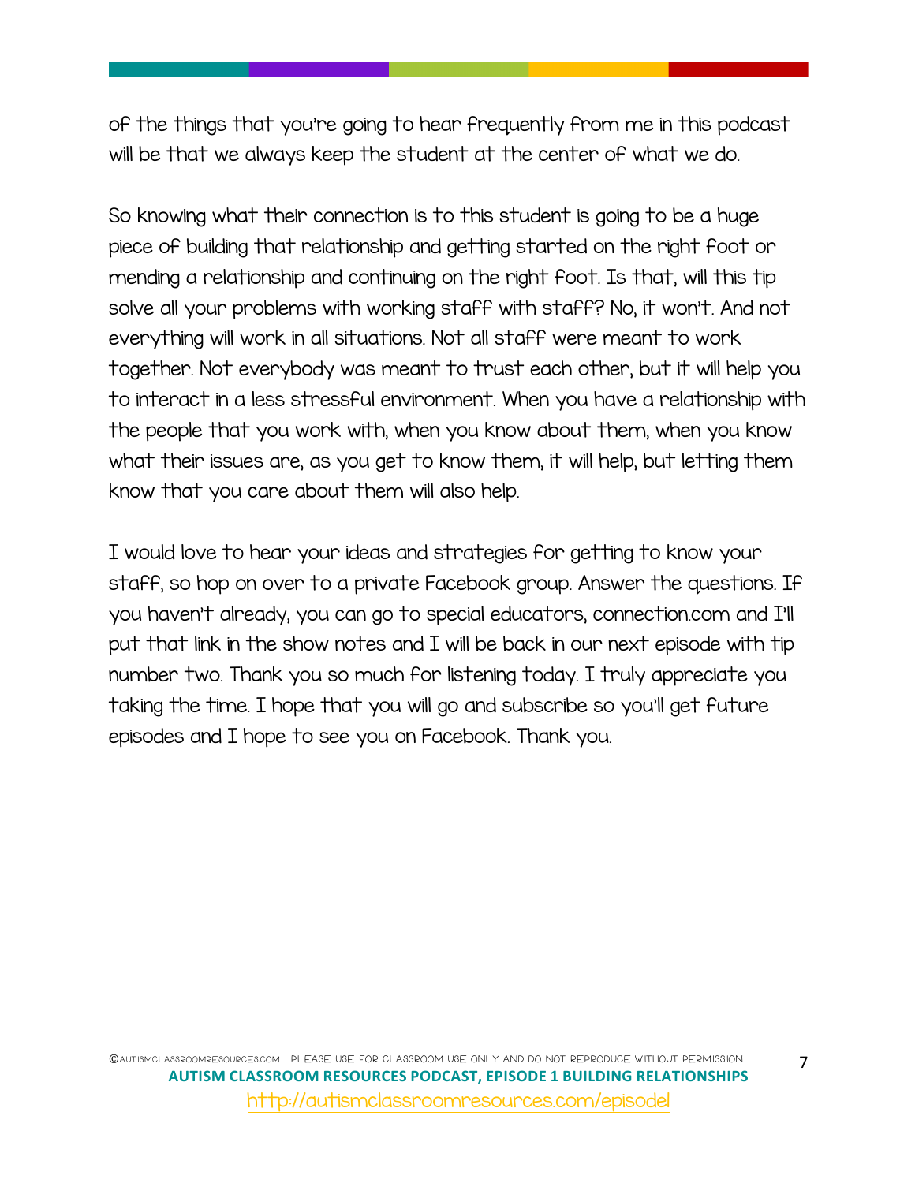of the things that you're going to hear frequently from me in this podcast will be that we always keep the student at the center of what we do.

So knowing what their connection is to this student is going to be a huge piece of building that relationship and getting started on the right foot or mending a relationship and continuing on the right foot. Is that, will this tip solve all your problems with working staff with staff? No, it won't. And not everything will work in all situations. Not all staff were meant to work together. Not everybody was meant to trust each other, but it will help you to interact in a less stressful environment. When you have a relationship with the people that you work with, when you know about them, when you know what their issues are, as you get to know them, it will help, but letting them know that you care about them will also help.

I would love to hear your ideas and strategies for getting to know your staff, so hop on over to a private Facebook group. Answer the questions. If you haven't already, you can go to special educators, connection.com and I'll put that link in the show notes and I will be back in our next episode with tip number two. Thank you so much for listening today. I truly appreciate you taking the time. I hope that you will go and subscribe so you'll get future episodes and I hope to see you on Facebook. Thank you.